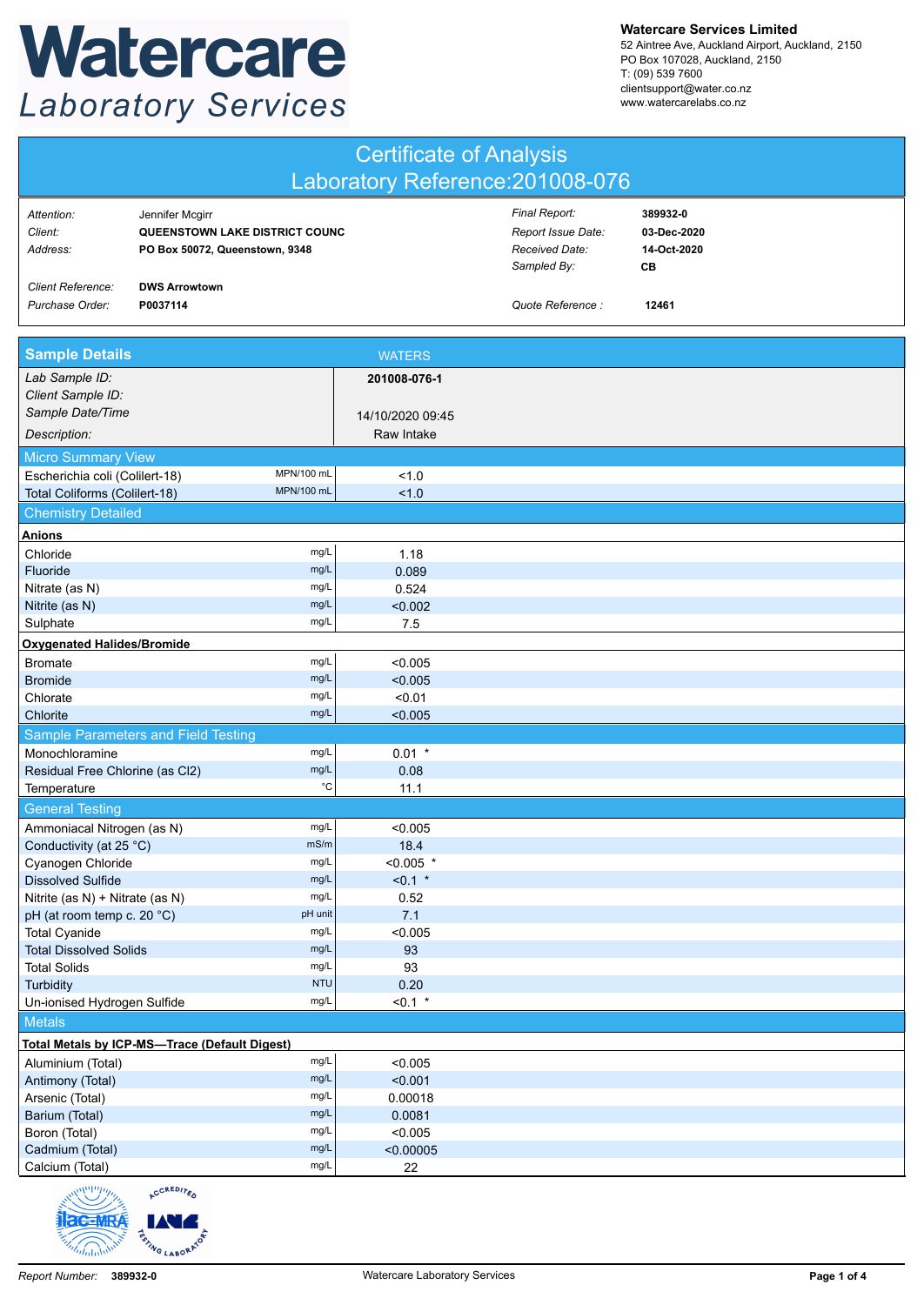# Watercare Laboratory Services

**Watercare Services Limited**
52 Aintree Ave, Auckland Airport, Auckland, 2150
PO Box 107028, Auckland, 2150
T: (09) 539 7600
clientsupport@water.co.nz
www.watercarelabs.co.nz

## Certificate of Analysis
## Laboratory Reference:201008-076

| | | | |
|---|---|---|---|
| *Attention:* | Jennifer Mcgirr | *Final Report:* | **389932-0** |
| *Client:* | **QUEENSTOWN LAKE DISTRICT COUNC** | *Report Issue Date:* | **03-Dec-2020** |
| *Address:* | **PO Box 50072, Queenstown, 9348** | *Received Date:* | **14-Oct-2020** |
| | | *Sampled By:* | **CB** |
| *Client Reference:* | **DWS Arrowtown** | | |
| *Purchase Order:* | **P0037114** | *Quote Reference :* | **12461** |

## Sample Details

| | | WATERS |
|---|---|---|
| *Lab Sample ID:* | | **201008-076-1** |
| *Client Sample ID:* | | |
| *Sample Date/Time* | | 14/10/2020 09:45 |
| *Description:* | | Raw Intake |
| **Micro Summary View** | | |
| Escherichia coli (Colilert-18) | MPN/100 mL | <1.0 |
| Total Coliforms (Colilert-18) | MPN/100 mL | <1.0 |
| **Chemistry Detailed** | | |
| **Anions** | | |
| Chloride | mg/L | 1.18 |
| Fluoride | mg/L | 0.089 |
| Nitrate (as N) | mg/L | 0.524 |
| Nitrite (as N) | mg/L | <0.002 |
| Sulphate | mg/L | 7.5 |
| **Oxygenated Halides/Bromide** | | |
| Bromate | mg/L | <0.005 |
| Bromide | mg/L | <0.005 |
| Chlorate | mg/L | <0.01 |
| Chlorite | mg/L | <0.005 |
| **Sample Parameters and Field Testing** | | |
| Monochloramine | mg/L | 0.01 * |
| Residual Free Chlorine (as Cl2) | mg/L | 0.08 |
| Temperature | °C | 11.1 |
| **General Testing** | | |
| Ammoniacal Nitrogen (as N) | mg/L | <0.005 |
| Conductivity (at 25 °C) | mS/m | 18.4 |
| Cyanogen Chloride | mg/L | <0.005 * |
| Dissolved Sulfide | mg/L | <0.1 * |
| Nitrite (as N) + Nitrate (as N) | mg/L | 0.52 |
| pH (at room temp c. 20 °C) | pH unit | 7.1 |
| Total Cyanide | mg/L | <0.005 |
| Total Dissolved Solids | mg/L | 93 |
| Total Solids | mg/L | 93 |
| Turbidity | NTU | 0.20 |
| Un-ionised Hydrogen Sulfide | mg/L | <0.1 * |
| **Metals** | | |
| **Total Metals by ICP-MS—Trace (Default Digest)** | | |
| Aluminium (Total) | mg/L | <0.005 |
| Antimony (Total) | mg/L | <0.001 |
| Arsenic (Total) | mg/L | 0.00018 |
| Barium (Total) | mg/L | 0.0081 |
| Boron (Total) | mg/L | <0.005 |
| Cadmium (Total) | mg/L | <0.00005 |
| Calcium (Total) | mg/L | 22 |

*Report Number:* **389932-0** Watercare Laboratory Services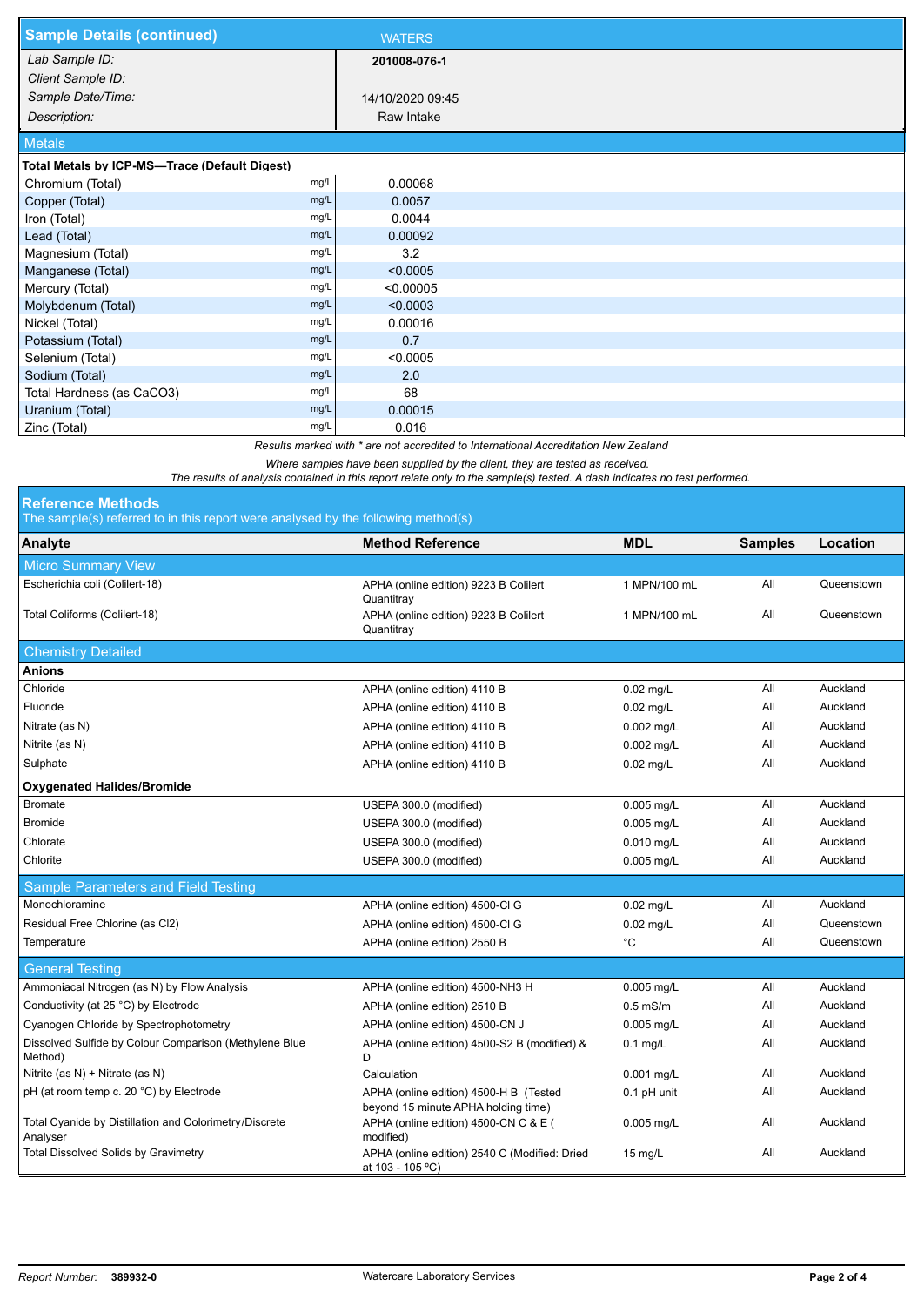## Sample Details (continued)

| | WATERS |
|---|---|
| *Lab Sample ID:* | **201008-076-1** |
| *Client Sample ID:* | |
| *Sample Date/Time:* | 14/10/2020 09:45 |
| *Description:* | Raw Intake |

### Metals

**Total Metals by ICP-MS—Trace (Default Digest)**

| Analyte | Unit | Result |
|---|---|---|
| Chromium (Total) | mg/L | 0.00068 |
| Copper (Total) | mg/L | 0.0057 |
| Iron (Total) | mg/L | 0.0044 |
| Lead (Total) | mg/L | 0.00092 |
| Magnesium (Total) | mg/L | 3.2 |
| Manganese (Total) | mg/L | <0.0005 |
| Mercury (Total) | mg/L | <0.00005 |
| Molybdenum (Total) | mg/L | <0.0003 |
| Nickel (Total) | mg/L | 0.00016 |
| Potassium (Total) | mg/L | 0.7 |
| Selenium (Total) | mg/L | <0.0005 |
| Sodium (Total) | mg/L | 2.0 |
| Total Hardness (as CaCO3) | mg/L | 68 |
| Uranium (Total) | mg/L | 0.00015 |
| Zinc (Total) | mg/L | 0.016 |

*Results marked with * are not accredited to International Accreditation New Zealand*

*Where samples have been supplied by the client, they are tested as received.*

*The results of analysis contained in this report relate only to the sample(s) tested. A dash indicates no test performed.*

## Reference Methods

The sample(s) referred to in this report were analysed by the following method(s)

| Analyte | Method Reference | MDL | Samples | Location |
|---|---|---|---|---|
| **Micro Summary View** | | | | |
| Escherichia coli (Colilert-18) | APHA (online edition) 9223 B Colilert Quantitray | 1 MPN/100 mL | All | Queenstown |
| Total Coliforms (Colilert-18) | APHA (online edition) 9223 B Colilert Quantitray | 1 MPN/100 mL | All | Queenstown |
| **Chemistry Detailed** | | | | |
| **Anions** | | | | |
| Chloride | APHA (online edition) 4110 B | 0.02 mg/L | All | Auckland |
| Fluoride | APHA (online edition) 4110 B | 0.02 mg/L | All | Auckland |
| Nitrate (as N) | APHA (online edition) 4110 B | 0.002 mg/L | All | Auckland |
| Nitrite (as N) | APHA (online edition) 4110 B | 0.002 mg/L | All | Auckland |
| Sulphate | APHA (online edition) 4110 B | 0.02 mg/L | All | Auckland |
| **Oxygenated Halides/Bromide** | | | | |
| Bromate | USEPA 300.0 (modified) | 0.005 mg/L | All | Auckland |
| Bromide | USEPA 300.0 (modified) | 0.005 mg/L | All | Auckland |
| Chlorate | USEPA 300.0 (modified) | 0.010 mg/L | All | Auckland |
| Chlorite | USEPA 300.0 (modified) | 0.005 mg/L | All | Auckland |
| **Sample Parameters and Field Testing** | | | | |
| Monochloramine | APHA (online edition) 4500-Cl G | 0.02 mg/L | All | Auckland |
| Residual Free Chlorine (as Cl2) | APHA (online edition) 4500-Cl G | 0.02 mg/L | All | Queenstown |
| Temperature | APHA (online edition) 2550 B | °C | All | Queenstown |
| **General Testing** | | | | |
| Ammoniacal Nitrogen (as N) by Flow Analysis | APHA (online edition) 4500-NH3 H | 0.005 mg/L | All | Auckland |
| Conductivity (at 25 °C) by Electrode | APHA (online edition) 2510 B | 0.5 mS/m | All | Auckland |
| Cyanogen Chloride by Spectrophotometry | APHA (online edition) 4500-CN J | 0.005 mg/L | All | Auckland |
| Dissolved Sulfide by Colour Comparison (Methylene Blue Method) | APHA (online edition) 4500-S2 B (modified) & D | 0.1 mg/L | All | Auckland |
| Nitrite (as N) + Nitrate (as N) | Calculation | 0.001 mg/L | All | Auckland |
| pH (at room temp c. 20 °C) by Electrode | APHA (online edition) 4500-H B (Tested beyond 15 minute APHA holding time) | 0.1 pH unit | All | Auckland |
| Total Cyanide by Distillation and Colorimetry/Discrete Analyser | APHA (online edition) 4500-CN C & E ( modified) | 0.005 mg/L | All | Auckland |
| Total Dissolved Solids by Gravimetry | APHA (online edition) 2540 C (Modified: Dried at 103 - 105 °C) | 15 mg/L | All | Auckland |

*Report Number:* **389932-0** Watercare Laboratory Services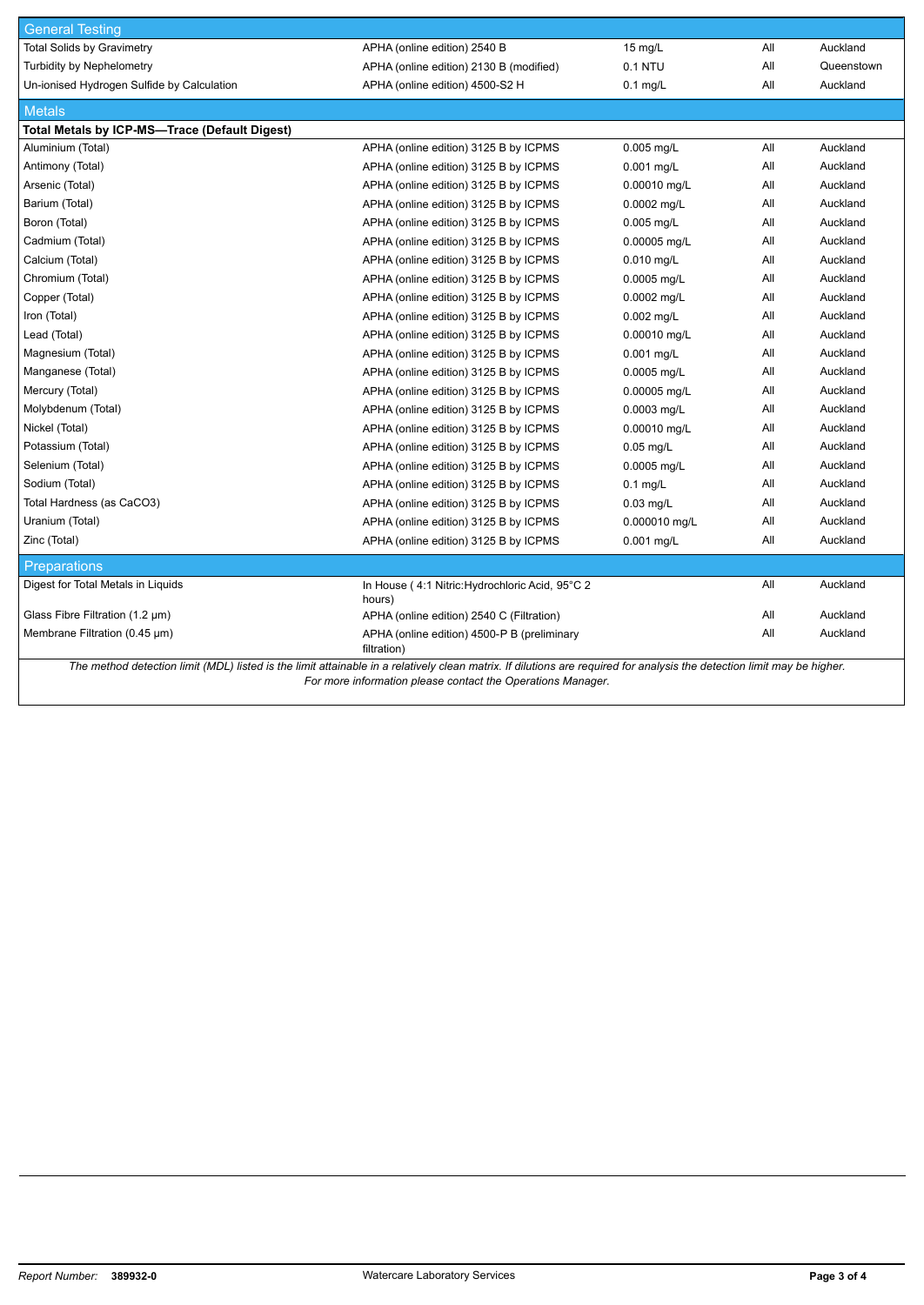| General Testing | | | | |
|---|---|---|---|---|
| Total Solids by Gravimetry | APHA (online edition) 2540 B | 15 mg/L | All | Auckland |
| Turbidity by Nephelometry | APHA (online edition) 2130 B (modified) | 0.1 NTU | All | Queenstown |
| Un-ionised Hydrogen Sulfide by Calculation | APHA (online edition) 4500-S2 H | 0.1 mg/L | All | Auckland |

| Metals | | | | |
|---|---|---|---|---|
| **Total Metals by ICP-MS—Trace (Default Digest)** | | | | |
| Aluminium (Total) | APHA (online edition) 3125 B by ICPMS | 0.005 mg/L | All | Auckland |
| Antimony (Total) | APHA (online edition) 3125 B by ICPMS | 0.001 mg/L | All | Auckland |
| Arsenic (Total) | APHA (online edition) 3125 B by ICPMS | 0.00010 mg/L | All | Auckland |
| Barium (Total) | APHA (online edition) 3125 B by ICPMS | 0.0002 mg/L | All | Auckland |
| Boron (Total) | APHA (online edition) 3125 B by ICPMS | 0.005 mg/L | All | Auckland |
| Cadmium (Total) | APHA (online edition) 3125 B by ICPMS | 0.00005 mg/L | All | Auckland |
| Calcium (Total) | APHA (online edition) 3125 B by ICPMS | 0.010 mg/L | All | Auckland |
| Chromium (Total) | APHA (online edition) 3125 B by ICPMS | 0.0005 mg/L | All | Auckland |
| Copper (Total) | APHA (online edition) 3125 B by ICPMS | 0.0002 mg/L | All | Auckland |
| Iron (Total) | APHA (online edition) 3125 B by ICPMS | 0.002 mg/L | All | Auckland |
| Lead (Total) | APHA (online edition) 3125 B by ICPMS | 0.00010 mg/L | All | Auckland |
| Magnesium (Total) | APHA (online edition) 3125 B by ICPMS | 0.001 mg/L | All | Auckland |
| Manganese (Total) | APHA (online edition) 3125 B by ICPMS | 0.0005 mg/L | All | Auckland |
| Mercury (Total) | APHA (online edition) 3125 B by ICPMS | 0.00005 mg/L | All | Auckland |
| Molybdenum (Total) | APHA (online edition) 3125 B by ICPMS | 0.0003 mg/L | All | Auckland |
| Nickel (Total) | APHA (online edition) 3125 B by ICPMS | 0.00010 mg/L | All | Auckland |
| Potassium (Total) | APHA (online edition) 3125 B by ICPMS | 0.05 mg/L | All | Auckland |
| Selenium (Total) | APHA (online edition) 3125 B by ICPMS | 0.0005 mg/L | All | Auckland |
| Sodium (Total) | APHA (online edition) 3125 B by ICPMS | 0.1 mg/L | All | Auckland |
| Total Hardness (as $CaCO_3$) | APHA (online edition) 3125 B by ICPMS | 0.03 mg/L | All | Auckland |
| Uranium (Total) | APHA (online edition) 3125 B by ICPMS | 0.000010 mg/L | All | Auckland |
| Zinc (Total) | APHA (online edition) 3125 B by ICPMS | 0.001 mg/L | All | Auckland |

| Preparations | | | | |
|---|---|---|---|---|
| Digest for Total Metals in Liquids | In House ( 4:1 Nitric:Hydrochloric Acid, 95°C 2 hours) | | All | Auckland |
| Glass Fibre Filtration (1.2 µm) | APHA (online edition) 2540 C (Filtration) | | All | Auckland |
| Membrane Filtration (0.45 µm) | APHA (online edition) 4500-P B (preliminary filtration) | | All | Auckland |

*The method detection limit (MDL) listed is the limit attainable in a relatively clean matrix. If dilutions are required for analysis the detection limit may be higher. For more information please contact the Operations Manager.*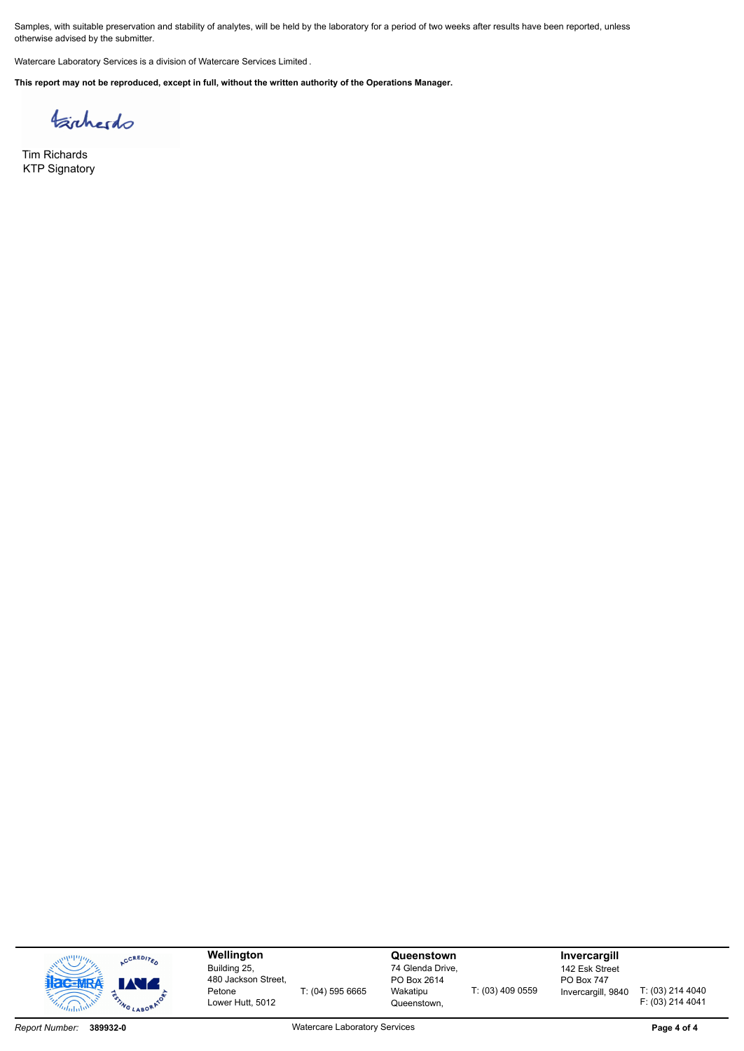Samples, with suitable preservation and stability of analytes, will be held by the laboratory for a period of two weeks after results have been reported, unless otherwise advised by the submitter.

Watercare Laboratory Services is a division of Watercare Services Limited .

**This report may not be reproduced, except in full, without the written authority of the Operations Manager.**

Tim Richards
KTP Signatory

**Wellington**
Building 25,
480 Jackson Street,
Petone
Lower Hutt, 5012
T: (04) 595 6665

**Queenstown**
74 Glenda Drive,
PO Box 2614
Wakatipu
Queenstown,
T: (03) 409 0559

**Invercargill**
142 Esk Street
PO Box 747
Invercargill, 9840
T: (03) 214 4040
F: (03) 214 4041

*Report Number:* **389932-0**